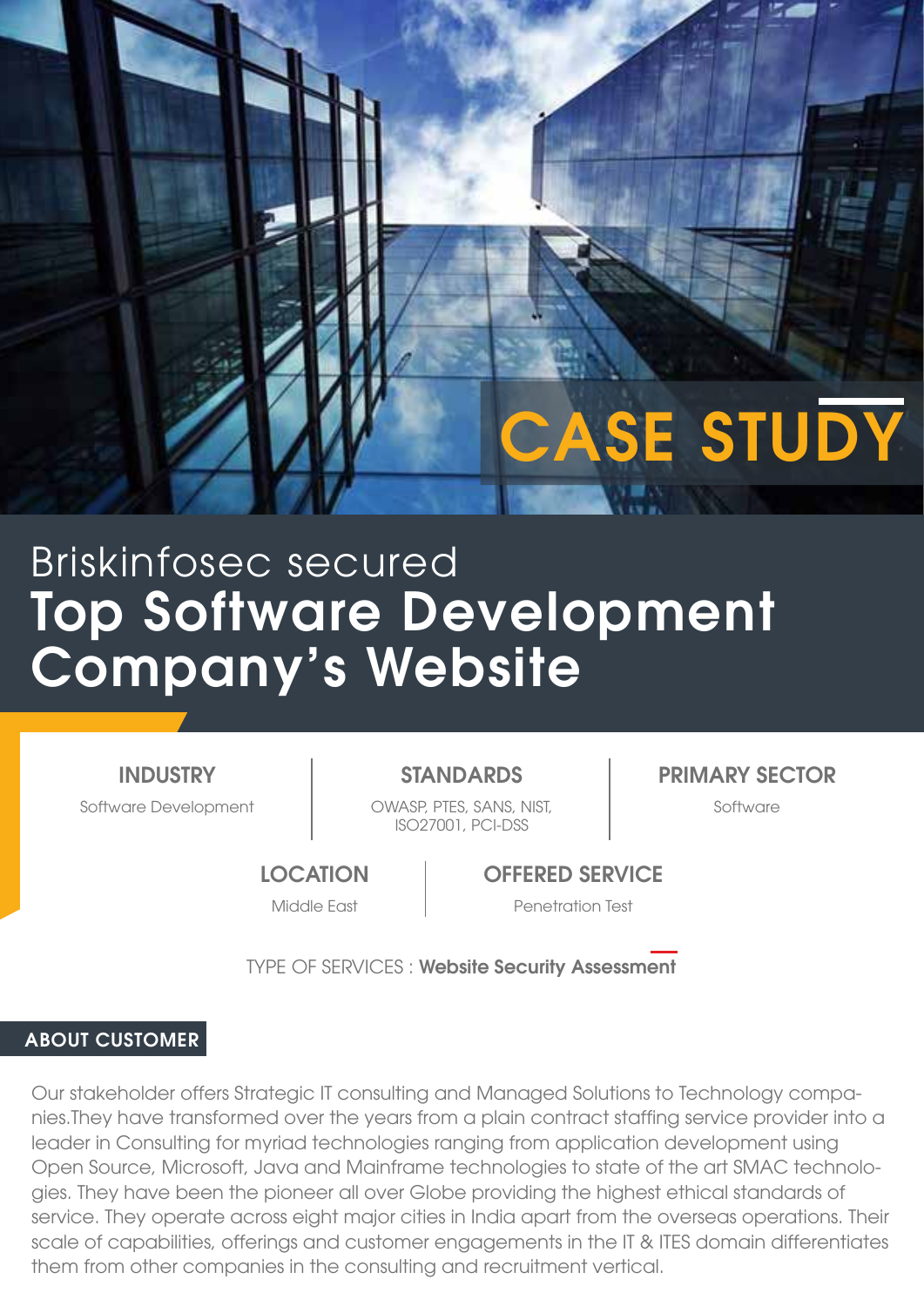# CASE STUDY

## Briskinfosec secured **Top Software Development Company's Website**

**INDUSTRY**
Software Development

**STANDARDS**
OWASP, PTES, SANS, NIST, ISO27001, PCI-DSS

**PRIMARY SECTOR**
Software

**LOCATION**
Middle East

**OFFERED SERVICE**
Penetration Test

TYPE OF SERVICES : **Website Security Assessment**

### ABOUT CUSTOMER

Our stakeholder offers Strategic IT consulting and Managed Solutions to Technology companies.They have transformed over the years from a plain contract staffing service provider into a leader in Consulting for myriad technologies ranging from application development using Open Source, Microsoft, Java and Mainframe technologies to state of the art SMAC technologies. They have been the pioneer all over Globe providing the highest ethical standards of service. They operate across eight major cities in India apart from the overseas operations. Their scale of capabilities, offerings and customer engagements in the IT & ITES domain differentiates them from other companies in the consulting and recruitment vertical.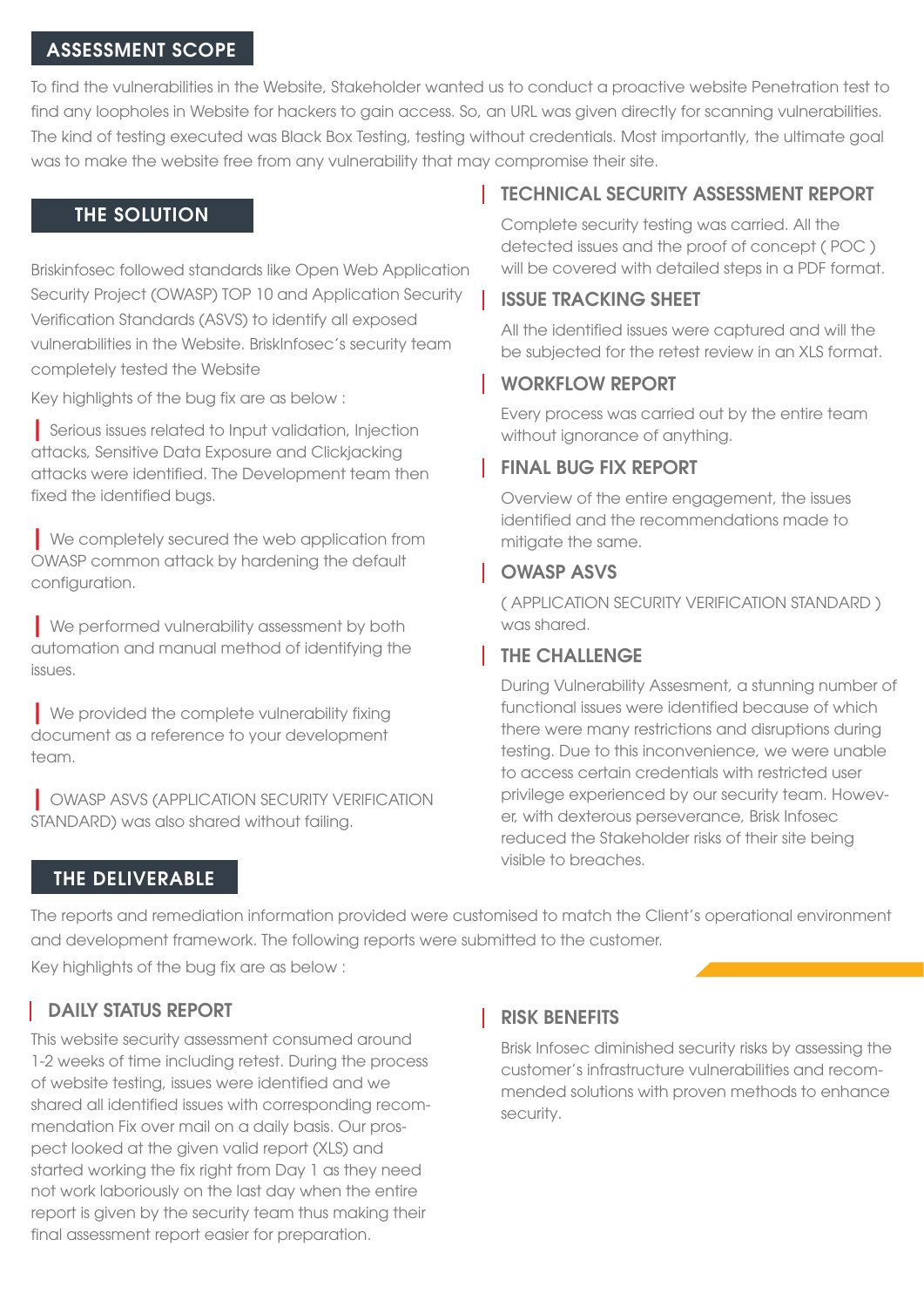## ASSESSMENT SCOPE

To find the vulnerabilities in the Website, Stakeholder wanted us to conduct a proactive website Penetration test to find any loopholes in Website for hackers to gain access. So, an URL was given directly for scanning vulnerabilities. The kind of testing executed was Black Box Testing, testing without credentials. Most importantly, the ultimate goal was to make the website free from any vulnerability that may compromise their site.

## THE SOLUTION

Briskinfosec followed standards like Open Web Application Security Project (OWASP) TOP 10 and Application Security Verification Standards (ASVS) to identify all exposed vulnerabilities in the Website. BriskInfosec's security team completely tested the Website

Key highlights of the bug fix are as below :

- Serious issues related to Input validation, Injection attacks, Sensitive Data Exposure and Clickjacking attacks were identified. The Development team then fixed the identified bugs.
- We completely secured the web application from OWASP common attack by hardening the default configuration.
- We performed vulnerability assessment by both automation and manual method of identifying the issues.
- We provided the complete vulnerability fixing document as a reference to your development team.
- OWASP ASVS (APPLICATION SECURITY VERIFICATION STANDARD) was also shared without failing.

### TECHNICAL SECURITY ASSESSMENT REPORT

Complete security testing was carried. All the detected issues and the proof of concept ( POC ) will be covered with detailed steps in a PDF format.

### ISSUE TRACKING SHEET

All the identified issues were captured and will the be subjected for the retest review in an XLS format.

### WORKFLOW REPORT

Every process was carried out by the entire team without ignorance of anything.

### FINAL BUG FIX REPORT

Overview of the entire engagement, the issues identified and the recommendations made to mitigate the same.

### OWASP ASVS

( APPLICATION SECURITY VERIFICATION STANDARD ) was shared.

### THE CHALLENGE

During Vulnerability Assesment, a stunning number of functional issues were identified because of which there were many restrictions and disruptions during testing. Due to this inconvenience, we were unable to access certain credentials with restricted user privilege experienced by our security team. However, with dexterous perseverance, Brisk Infosec reduced the Stakeholder risks of their site being visible to breaches.

## THE DELIVERABLE

The reports and remediation information provided were customised to match the Client's operational environment and development framework. The following reports were submitted to the customer.

Key highlights of the bug fix are as below :

### DAILY STATUS REPORT

This website security assessment consumed around 1-2 weeks of time including retest. During the process of website testing, issues were identified and we shared all identified issues with corresponding recommendation Fix over mail on a daily basis. Our prospect looked at the given valid report (XLS) and started working the fix right from Day 1 as they need not work laboriously on the last day when the entire report is given by the security team thus making their final assessment report easier for preparation.

### RISK BENEFITS

Brisk Infosec diminished security risks by assessing the customer's infrastructure vulnerabilities and recommended solutions with proven methods to enhance security.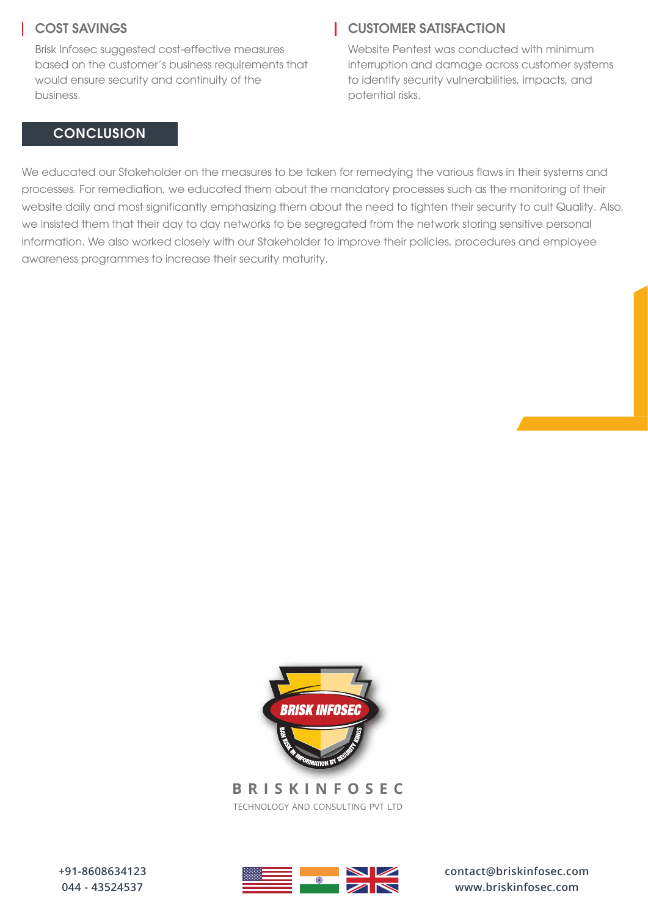## COST SAVINGS

Brisk Infosec suggested cost-effective measures based on the customer's business requirements that would ensure security and continuity of the business.

## CUSTOMER SATISFACTION

Website Pentest was conducted with minimum interruption and damage across customer systems to identify security vulnerabilities, impacts, and potential risks.

## CONCLUSION

We educated our Stakeholder on the measures to be taken for remedying the various flaws in their systems and processes. For remediation, we educated them about the mandatory processes such as the monitoring of their website daily and most significantly emphasizing them about the need to tighten their security to cult Quality. Also, we insisted them that their day to day networks to be segregated from the network storing sensitive personal information. We also worked closely with our Stakeholder to improve their policies, procedures and employee awareness programmes to increase their security maturity.

BRISK INFOSEC

BAN RISK IN INFORMATION BY SECURITY KINGS

**BRISKINFOSEC**

TECHNOLOGY AND CONSULTING PVT LTD

+91-8608634123
044 - 43524537

contact@briskinfosec.com
www.briskinfosec.com